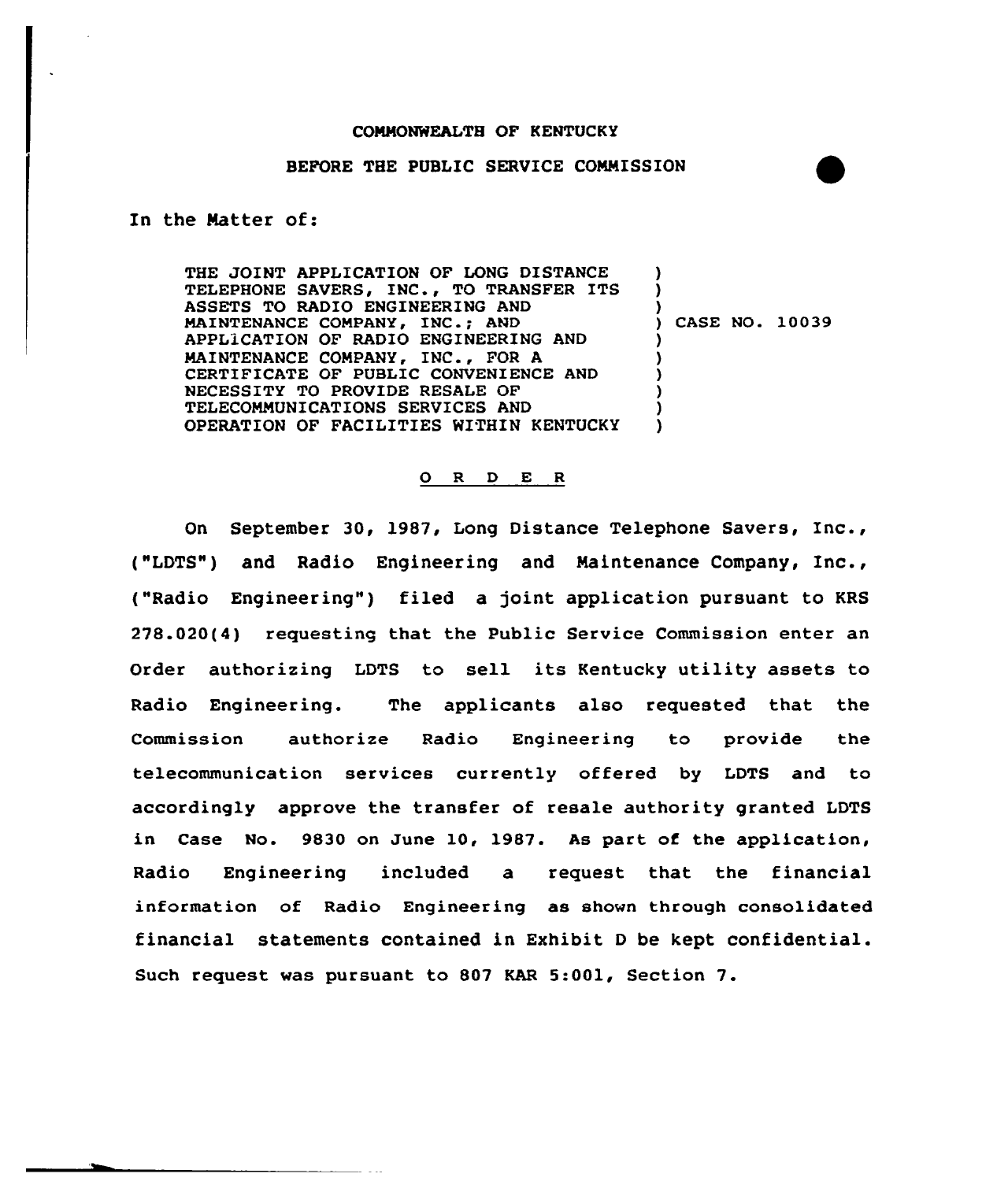COMMONWEALTH OF KENTUCKY

BEFORE THE PUBLIC SERVICE COMMISSION

In the Matter of:

THE JOINT APPLICATION OF LONG DISTANCE TELEPHONE SAVERS, INC., TO TRANSFER ITS ASSETS TO RADIO ENGINEERING AND MAINTENANCE COMPANY, INC.; AND APPLICATION OF RADIO ENGINEERING AND MAINTENANCE COMPANY, INC., FOR A CERTIFICATE OF PUBLIC CONVENIENCE AND NECESSITY TO PROVIDE RESALE OF TELECOMMUNICATIONS SERVICES AND OPERATION OF FACILITIES WITHIN KENTUCKY ) CASE NO. 10039

O R D E R

On September 30, 1987, Long Distance Telephone Savers, Inc., ("LDTS") and Radio Engineering and Maintenance Company, Inc., ("Radio Engineering") filed a joint application pursuant to KRS 278.020(4) requesting that the Public Service Commission enter an Order authorizing LDTS to sell its Kentucky utility assets to Radio Engineering. The applicants also requested that the Commission authorize Radio Engineering to provide the telecommunication services currently offered by LDTS and to accordingly approve the transfer of resale authority granted LDTS in Case No. 9830 on June 10, 1987. As part of the application, Radio Engineering included a request that the financial information of Radio Engineering as shown through consolidated financial statements contained in Exhibit D be kept confidential. Such request was pursuant to 807 KAR 5:001, Section 7.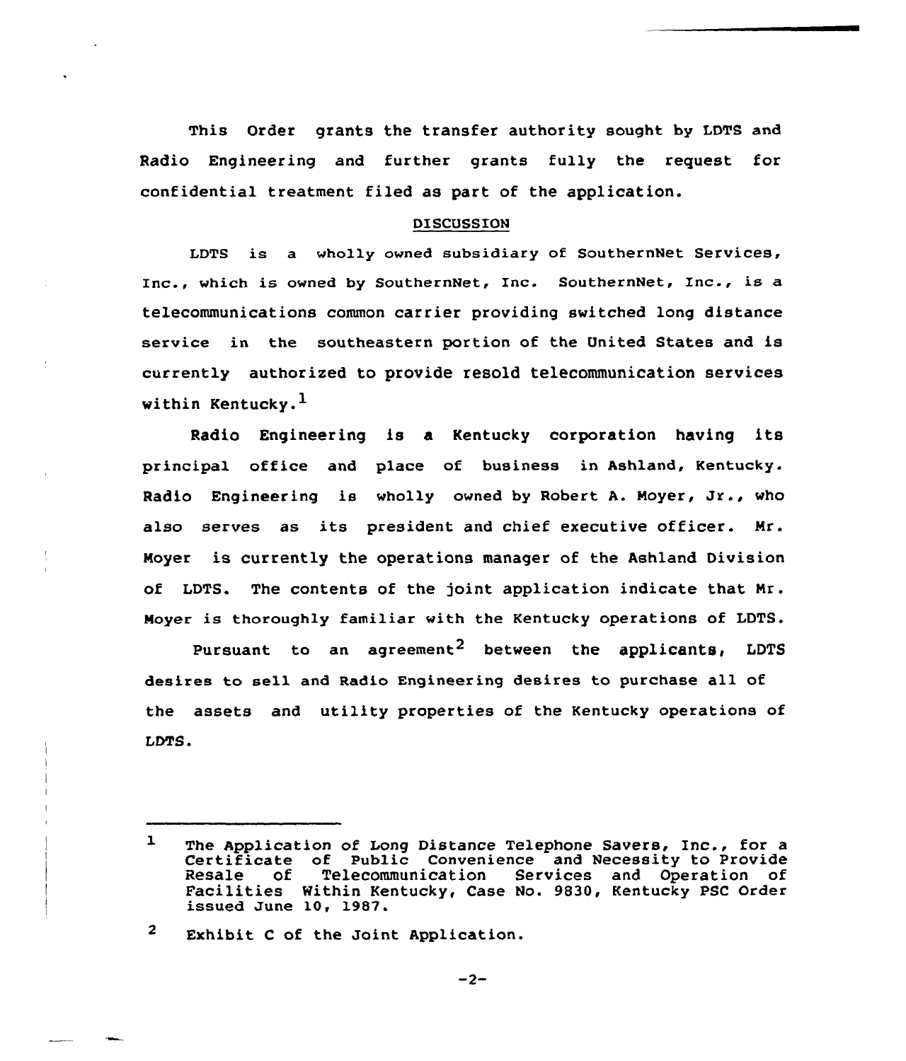This Order grants the transfer authority sought by LDTS and Radio Engineering and further grants fully the request for confidential treatment filed as part of the application.

## DISCUSSION

LDTS is a wholly owned subsidiary of SouthernNet Services, Inc., which is owned by SouthernNet, Inc. SouthernNet, Inc., is a telecommunications common carrier providing switched long distance service in the southeastern portion of the United States and is currently authorized to provide resold telecommunication services within Kentucky.[1]

Radio Engineering is a Kentucky corporation having its principal office and place of business in Ashland, Kentucky. Radio Engineering is wholly owned by Robert A. Moyer, Jr., who also serves as its president and chief executive officer. Mr. Moyer is currently the operations manager of the Ashland Division of LDTS. The contents of the joint application indicate that Mr. Moyer is thoroughly familiar with the Kentucky operations of LDTS.

Pursuant to an agreement[2] between the applicants, LDTS desires to sell and Radio Engineering desires to purchase all of the assets and utility properties of the Kentucky operations of LDTS.

---

[1] The Application of Long Distance Telephone Savers, Inc., for a Certificate of Public Convenience and Necessity to Provide Resale of Telecommunication Services and Operation of Facilities Within Kentucky, Case No. 9830, Kentucky PSC Order issued June 10, 1987.

[2] Exhibit C of the Joint Application.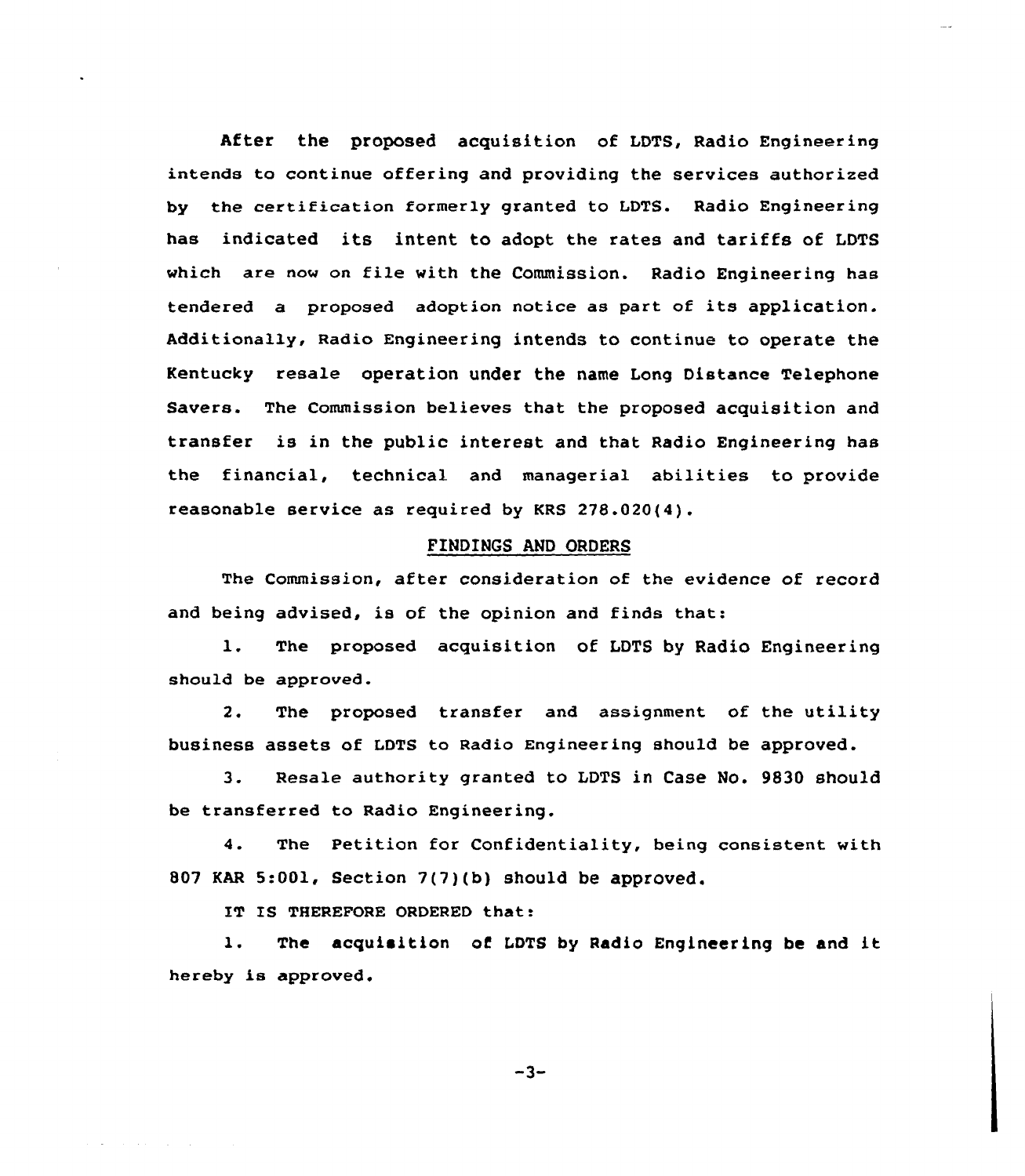After the proposed acquisition of LDTS, Radio Engineering intends to continue offering and providing the services authorized by the certification formerly granted to LDTS. Radio Engineering has indicated its intent to adopt the rates and tariffs of LDTS which are now on file with the Commission. Radio Engineering has tendered a proposed adoption notice as part of its application. Additionally, Radio Engineering intends to continue to operate the Kentucky resale operation under the name Long Distance Telephone Savers. The Commission believes that the proposed acquisition and transfer is in the public interest and that Radio Engineering has the financial, technical and managerial abilities to provide reasonable service as required by KRS 278.020(4).

## FINDINGS AND ORDERS

The Commission, after consideration of the evidence of record and being advised, is of the opinion and finds that:

1. The proposed acquisition of LDTS by Radio Engineering should be approved.

2. The proposed transfer and assignment of the utility business assets of LDTS to Radio Engineering should be approved.

3. Resale authority granted to LDTS in Case No. 9830 should be transferred to Radio Engineering.

4. The Petition for Confidentiality, being consistent with 807 KAR 5:001, Section 7(7)(b) should be approved.

IT IS THEREFORE ORDERED that:

1. The acquisition of LDTS by Radio Engineering be and it hereby is approved.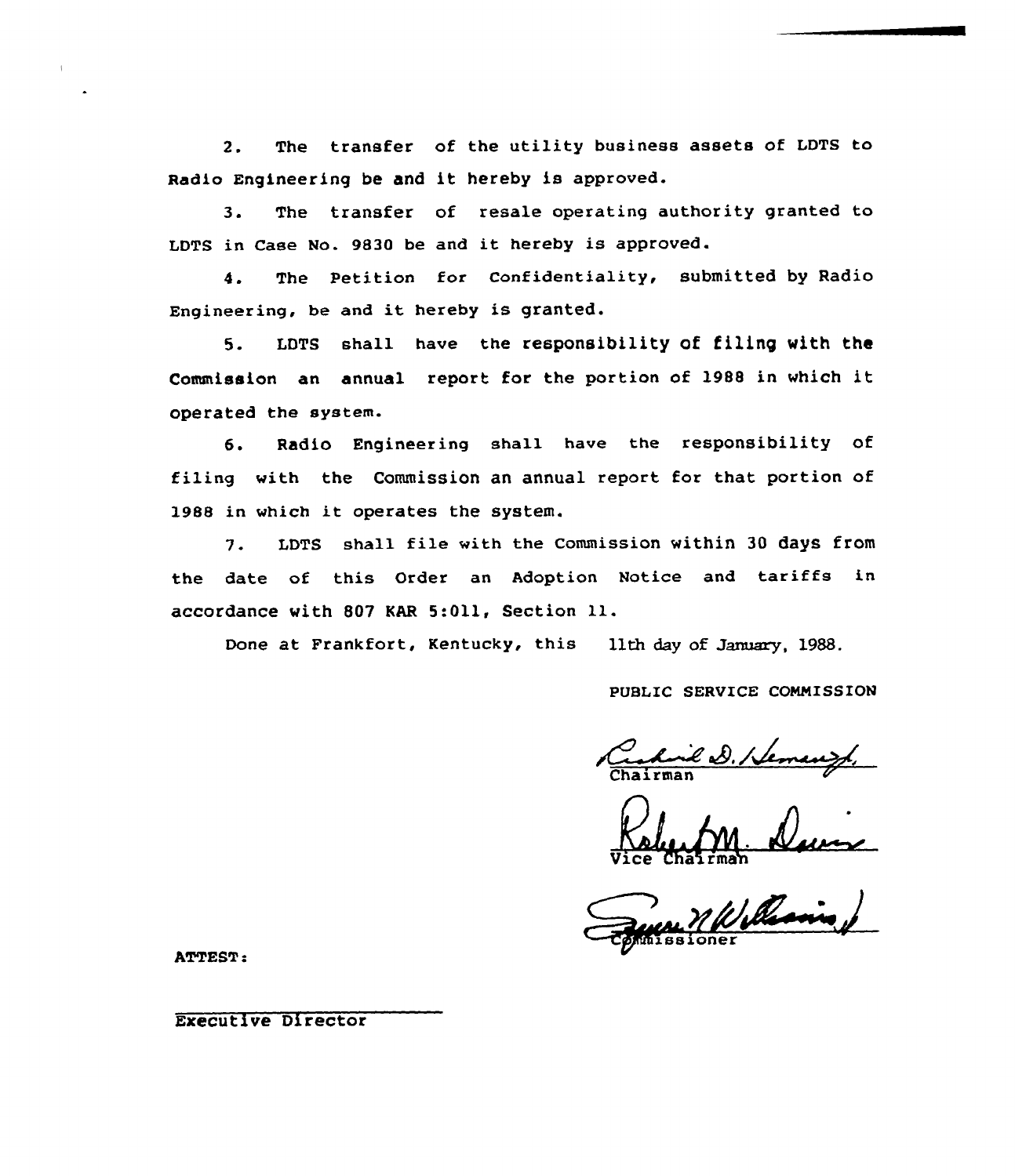2. The transfer of the utility business assets of LDTS to Radio Engineering be and it hereby is approved.

3. The transfer of resale operating authority granted to LDTS in Case No. 9830 be and it hereby is approved.

4. The Petition for Confidentiality, submitted by Radio Engineering, be and it hereby is granted.

5. LDTS shall have the responsibility of filing with the Commission an annual report for the portion of 1988 in which it operated the system.

6. Radio Engineering shall have the responsibility of filing with the Commission an annual report for that portion of 1988 in which it operates the system.

7. LDTS shall file with the Commission within 30 days from the date of this Order an Adoption Notice and tariffs in accordance with 807 KAR 5:011, Section 11.

Done at Frankfort, Kentucky, this 11th day of January, 1988.

PUBLIC SERVICE COMMISSION

Chairman

Vice Chairman

Commissioner

ATTEST:

Executive Director